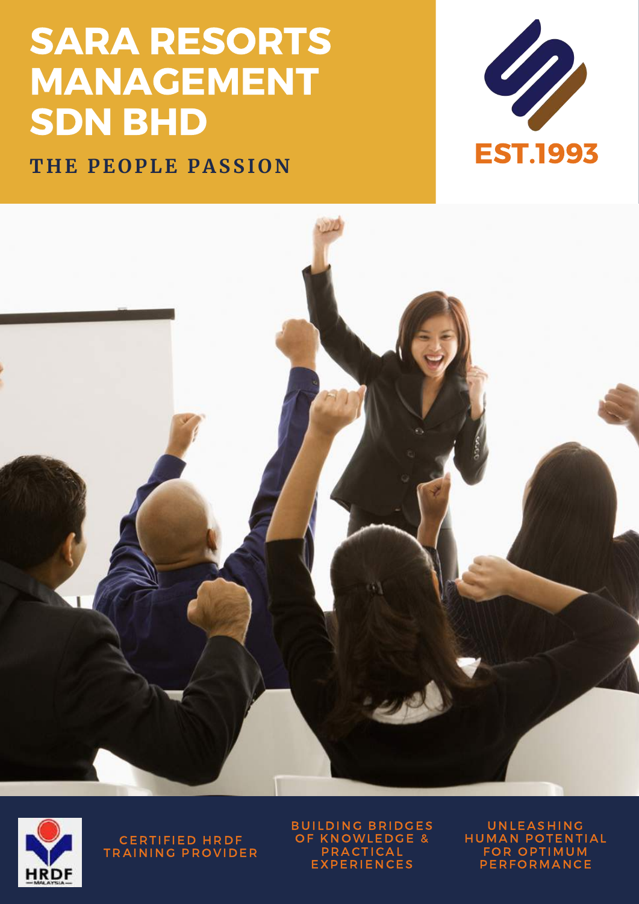# SARA RESORTS MANAGEMENT SDN BHD

THE PEOPLE PASSION

EST.1993

CERTIFIED HRDF TRAINING PROVIDER

BUILDING BRIDGES OF KNOWLEDGE & PRACTICAL EXPERIENCES

UNLEASHING HUMAN POTENTIAL FOR OPTIMUM PERFORMANCE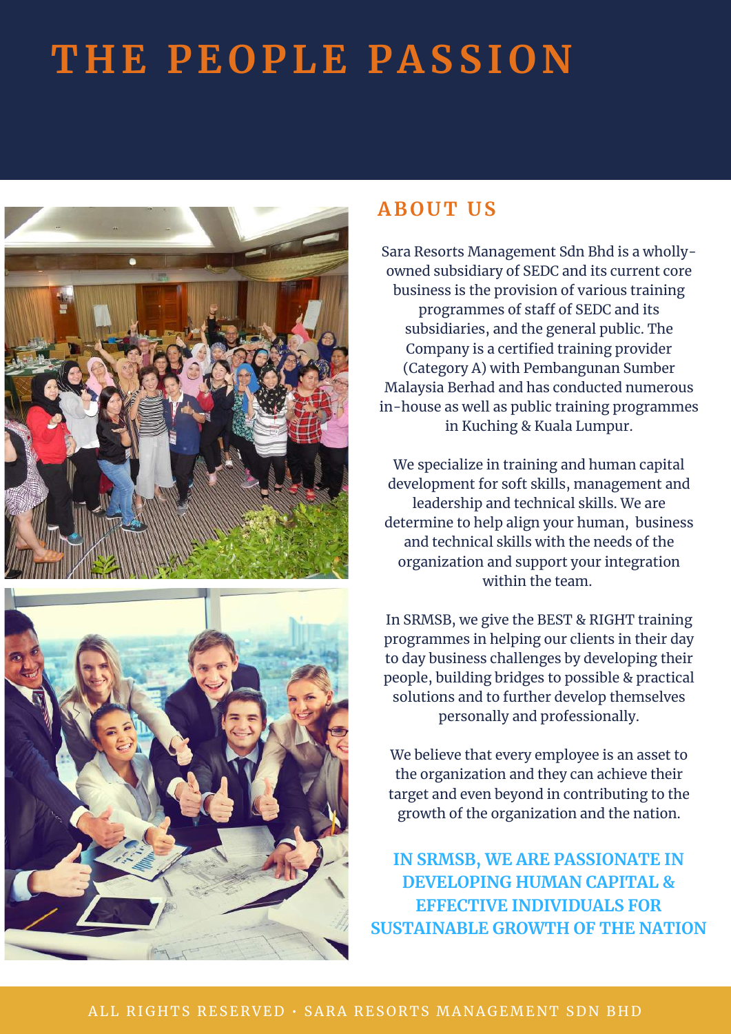# THE PEOPLE PASSION

## ABOUT US

Sara Resorts Management Sdn Bhd is a wholly-owned subsidiary of SEDC and its current core business is the provision of various training programmes of staff of SEDC and its subsidiaries, and the general public. The Company is a certified training provider (Category A) with Pembangunan Sumber Malaysia Berhad and has conducted numerous in-house as well as public training programmes in Kuching & Kuala Lumpur.

We specialize in training and human capital development for soft skills, management and leadership and technical skills. We are determine to help align your human, business and technical skills with the needs of the organization and support your integration within the team.

In SRMSB, we give the BEST & RIGHT training programmes in helping our clients in their day to day business challenges by developing their people, building bridges to possible & practical solutions and to further develop themselves personally and professionally.

We believe that every employee is an asset to the organization and they can achieve their target and even beyond in contributing to the growth of the organization and the nation.

**IN SRMSB, WE ARE PASSIONATE IN DEVELOPING HUMAN CAPITAL & EFFECTIVE INDIVIDUALS FOR SUSTAINABLE GROWTH OF THE NATION**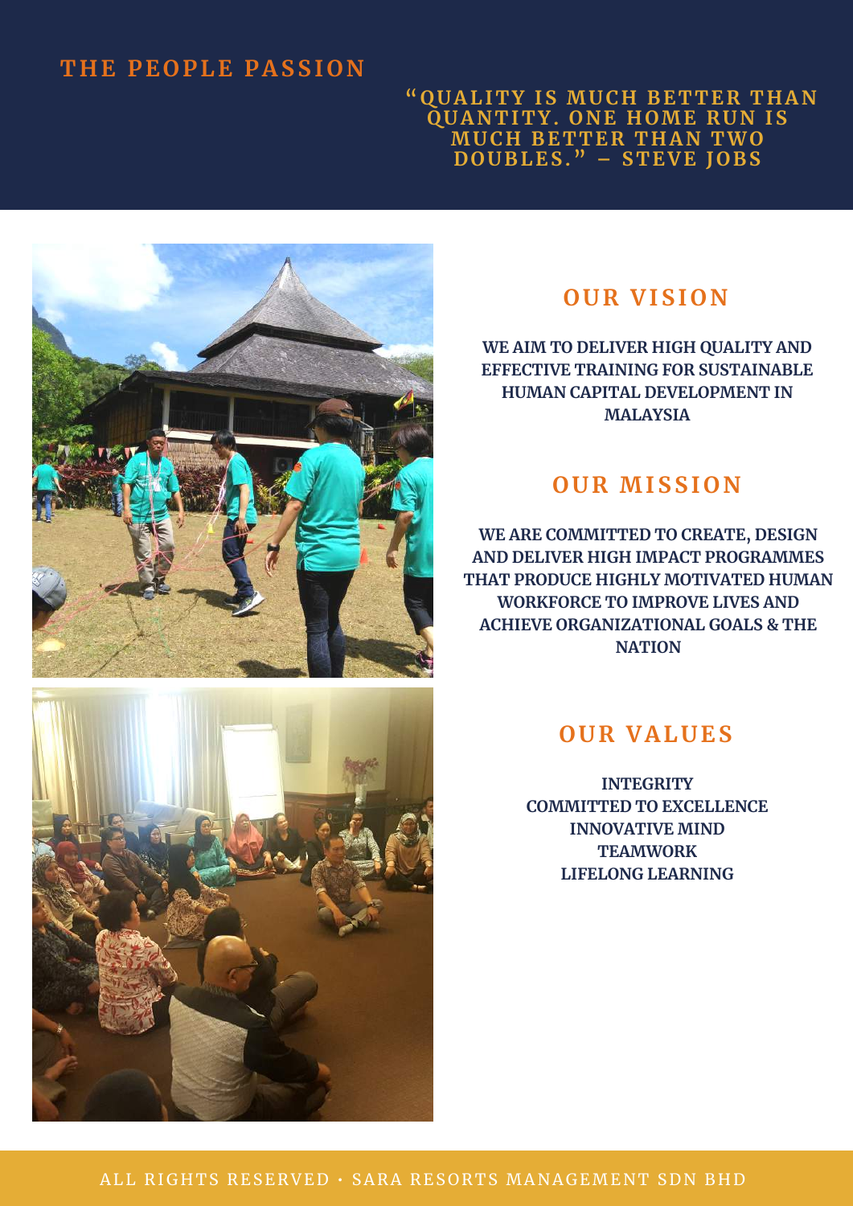# THE PEOPLE PASSION

**"QUALITY IS MUCH BETTER THAN QUANTITY. ONE HOME RUN IS MUCH BETTER THAN TWO DOUBLES." – STEVE JOBS**

## OUR VISION

**WE AIM TO DELIVER HIGH QUALITY AND EFFECTIVE TRAINING FOR SUSTAINABLE HUMAN CAPITAL DEVELOPMENT IN MALAYSIA**

## OUR MISSION

**WE ARE COMMITTED TO CREATE, DESIGN AND DELIVER HIGH IMPACT PROGRAMMES THAT PRODUCE HIGHLY MOTIVATED HUMAN WORKFORCE TO IMPROVE LIVES AND ACHIEVE ORGANIZATIONAL GOALS & THE NATION**

## OUR VALUES

**INTEGRITY**
**COMMITTED TO EXCELLENCE**
**INNOVATIVE MIND**
**TEAMWORK**
**LIFELONG LEARNING**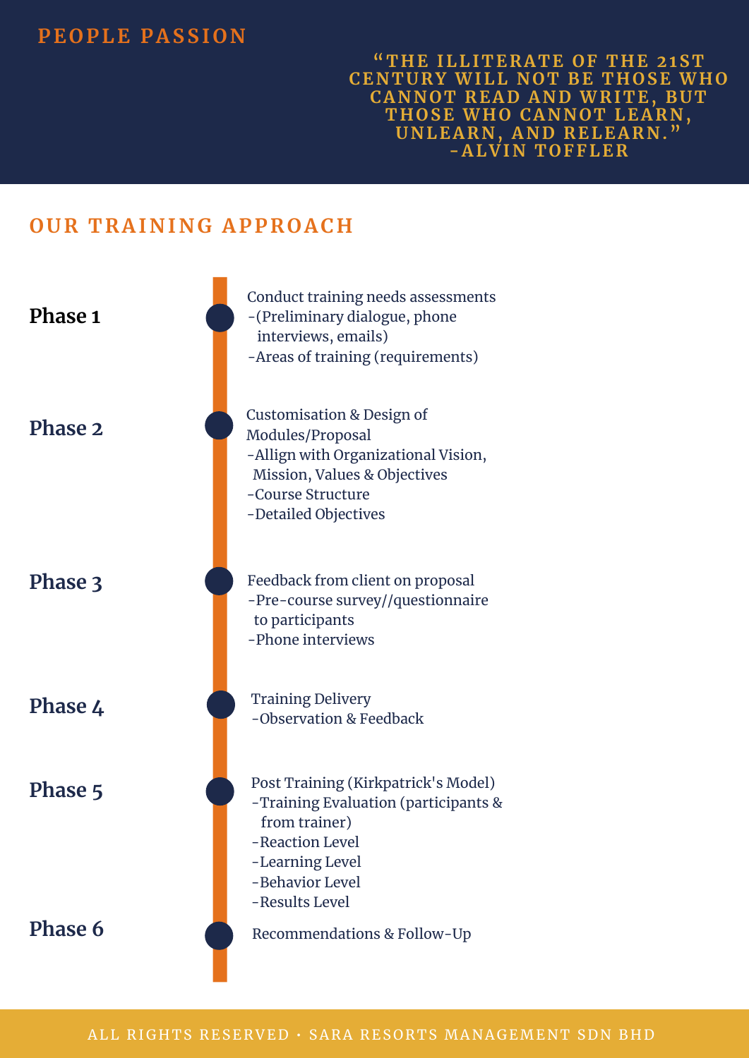PEOPLE PASSION

> "THE ILLITERATE OF THE 21ST CENTURY WILL NOT BE THOSE WHO CANNOT READ AND WRITE, BUT THOSE WHO CANNOT LEARN, UNLEARN, AND RELEARN."
> -ALVIN TOFFLER

## OUR TRAINING APPROACH

**Phase 1**

Conduct training needs assessments
- (Preliminary dialogue, phone interviews, emails)
- Areas of training (requirements)

**Phase 2**

Customisation & Design of Modules/Proposal
- Allign with Organizational Vision, Mission, Values & Objectives
- Course Structure
- Detailed Objectives

**Phase 3**

Feedback from client on proposal
- Pre-course survey//questionnaire to participants
- Phone interviews

**Phase 4**

Training Delivery
- Observation & Feedback

**Phase 5**

Post Training (Kirkpatrick's Model)
- Training Evaluation (participants & from trainer)
- Reaction Level
- Learning Level
- Behavior Level
- Results Level

**Phase 6**

Recommendations & Follow-Up

ALL RIGHTS RESERVED · SARA RESORTS MANAGEMENT SDN BHD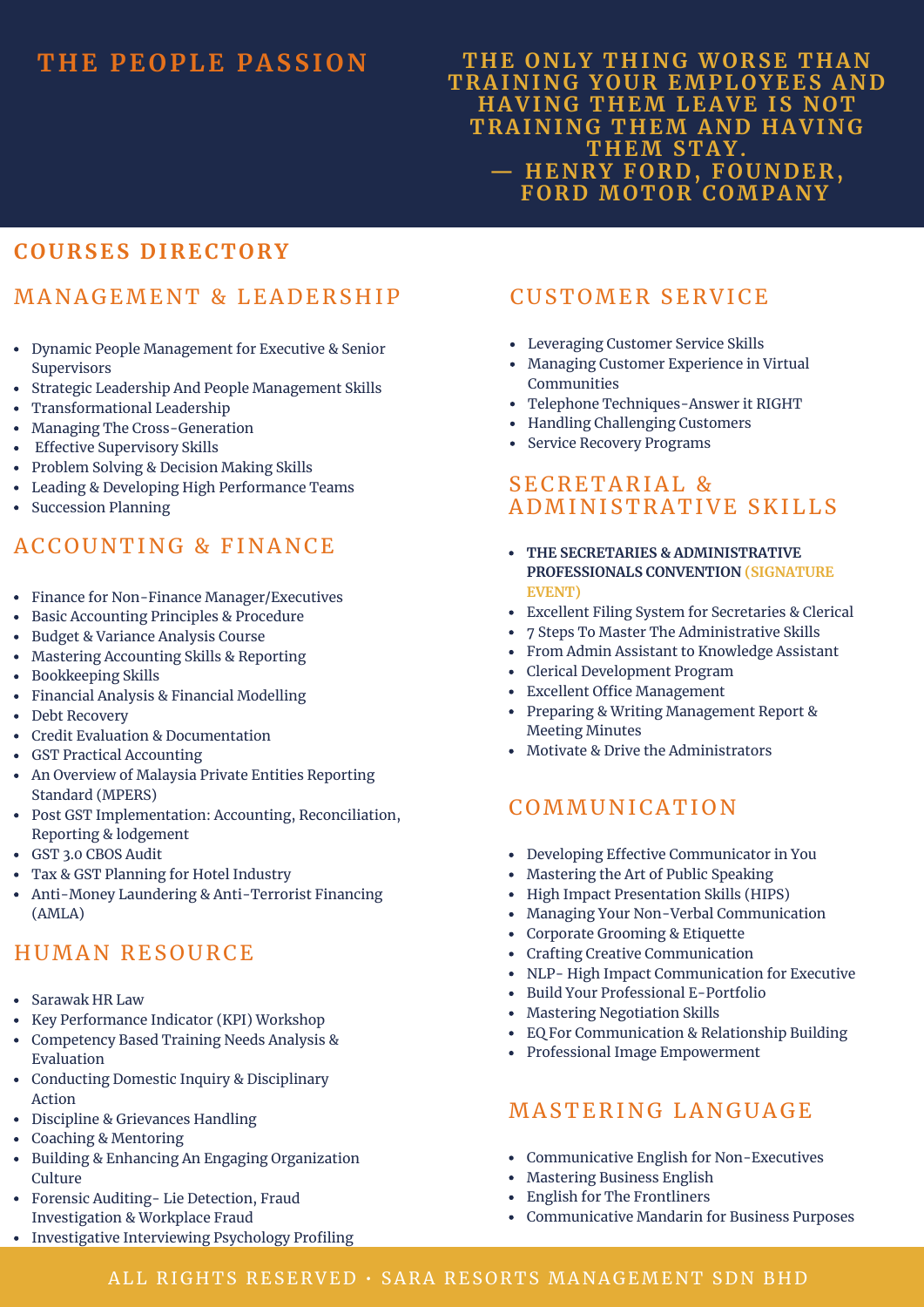# THE PEOPLE PASSION

**THE ONLY THING WORSE THAN TRAINING YOUR EMPLOYEES AND HAVING THEM LEAVE IS NOT TRAINING THEM AND HAVING THEM STAY.**
**— HENRY FORD, FOUNDER, FORD MOTOR COMPANY**

## COURSES DIRECTORY

### MANAGEMENT & LEADERSHIP

- Dynamic People Management for Executive & Senior Supervisors
- Strategic Leadership And People Management Skills
- Transformational Leadership
- Managing The Cross-Generation
- Effective Supervisory Skills
- Problem Solving & Decision Making Skills
- Leading & Developing High Performance Teams
- Succession Planning

### ACCOUNTING & FINANCE

- Finance for Non-Finance Manager/Executives
- Basic Accounting Principles & Procedure
- Budget & Variance Analysis Course
- Mastering Accounting Skills & Reporting
- Bookkeeping Skills
- Financial Analysis & Financial Modelling
- Debt Recovery
- Credit Evaluation & Documentation
- GST Practical Accounting
- An Overview of Malaysia Private Entities Reporting Standard (MPERS)
- Post GST Implementation: Accounting, Reconciliation, Reporting & lodgement
- GST 3.0 CBOS Audit
- Tax & GST Planning for Hotel Industry
- Anti-Money Laundering & Anti-Terrorist Financing (AMLA)

### HUMAN RESOURCE

- Sarawak HR Law
- Key Performance Indicator (KPI) Workshop
- Competency Based Training Needs Analysis & Evaluation
- Conducting Domestic Inquiry & Disciplinary Action
- Discipline & Grievances Handling
- Coaching & Mentoring
- Building & Enhancing An Engaging Organization Culture
- Forensic Auditing- Lie Detection, Fraud Investigation & Workplace Fraud
- Investigative Interviewing Psychology Profiling

### CUSTOMER SERVICE

- Leveraging Customer Service Skills
- Managing Customer Experience in Virtual Communities
- Telephone Techniques-Answer it RIGHT
- Handling Challenging Customers
- Service Recovery Programs

### SECRETARIAL & ADMINISTRATIVE SKILLS

- **THE SECRETARIES & ADMINISTRATIVE PROFESSIONALS CONVENTION** (SIGNATURE EVENT)
- Excellent Filing System for Secretaries & Clerical
- 7 Steps To Master The Administrative Skills
- From Admin Assistant to Knowledge Assistant
- Clerical Development Program
- Excellent Office Management
- Preparing & Writing Management Report & Meeting Minutes
- Motivate & Drive the Administrators

### COMMUNICATION

- Developing Effective Communicator in You
- Mastering the Art of Public Speaking
- High Impact Presentation Skills (HIPS)
- Managing Your Non-Verbal Communication
- Corporate Grooming & Etiquette
- Crafting Creative Communication
- NLP- High Impact Communication for Executive
- Build Your Professional E-Portfolio
- Mastering Negotiation Skills
- EQ For Communication & Relationship Building
- Professional Image Empowerment

### MASTERING LANGUAGE

- Communicative English for Non-Executives
- Mastering Business English
- English for The Frontliners
- Communicative Mandarin for Business Purposes

ALL RIGHTS RESERVED • SARA RESORTS MANAGEMENT SDN BHD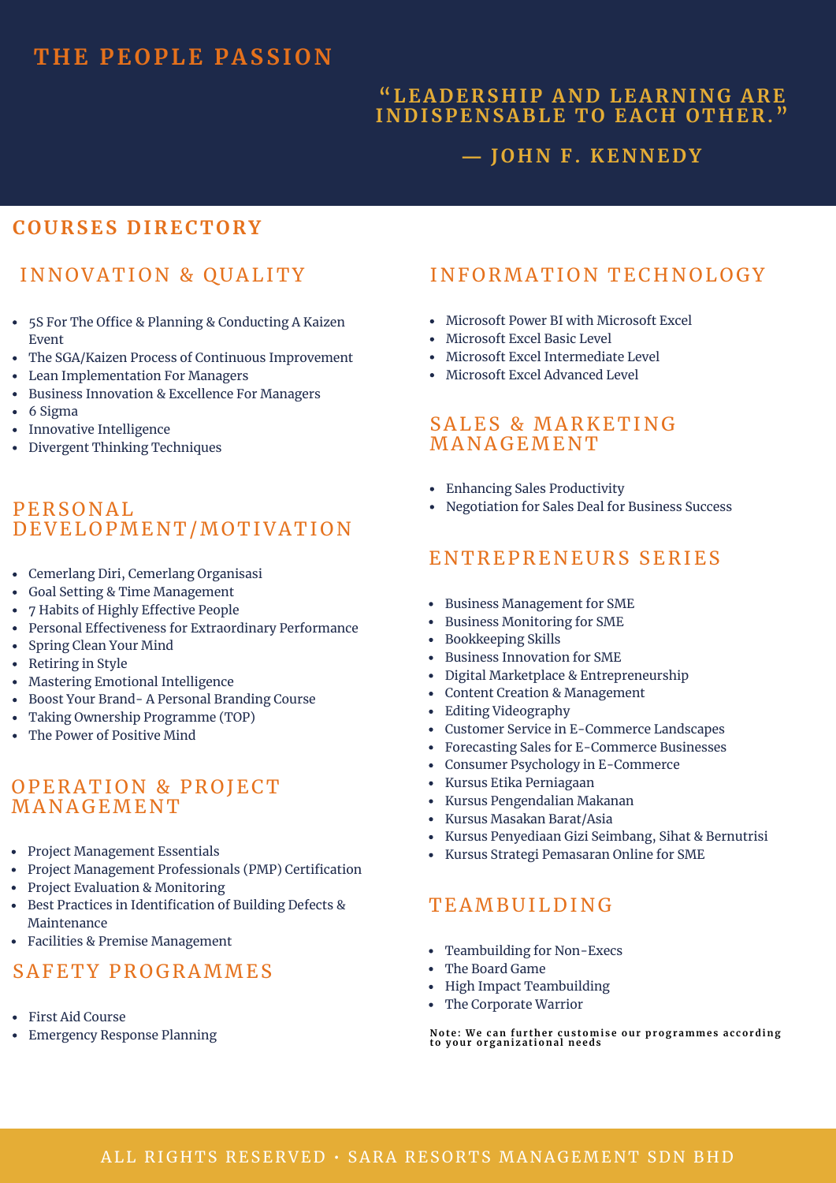# THE PEOPLE PASSION

"LEADERSHIP AND LEARNING ARE INDISPENSABLE TO EACH OTHER."

— JOHN F. KENNEDY

## COURSES DIRECTORY

### INNOVATION & QUALITY

- 5S For The Office & Planning & Conducting A Kaizen Event
- The SGA/Kaizen Process of Continuous Improvement
- Lean Implementation For Managers
- Business Innovation & Excellence For Managers
- 6 Sigma
- Innovative Intelligence
- Divergent Thinking Techniques

### PERSONAL DEVELOPMENT/MOTIVATION

- Cemerlang Diri, Cemerlang Organisasi
- Goal Setting & Time Management
- 7 Habits of Highly Effective People
- Personal Effectiveness for Extraordinary Performance
- Spring Clean Your Mind
- Retiring in Style
- Mastering Emotional Intelligence
- Boost Your Brand- A Personal Branding Course
- Taking Ownership Programme (TOP)
- The Power of Positive Mind

### OPERATION & PROJECT MANAGEMENT

- Project Management Essentials
- Project Management Professionals (PMP) Certification
- Project Evaluation & Monitoring
- Best Practices in Identification of Building Defects & Maintenance
- Facilities & Premise Management

### SAFETY PROGRAMMES

- First Aid Course
- Emergency Response Planning

### INFORMATION TECHNOLOGY

- Microsoft Power BI with Microsoft Excel
- Microsoft Excel Basic Level
- Microsoft Excel Intermediate Level
- Microsoft Excel Advanced Level

### SALES & MARKETING MANAGEMENT

- Enhancing Sales Productivity
- Negotiation for Sales Deal for Business Success

### ENTREPRENEURS SERIES

- Business Management for SME
- Business Monitoring for SME
- Bookkeeping Skills
- Business Innovation for SME
- Digital Marketplace & Entrepreneurship
- Content Creation & Management
- Editing Videography
- Customer Service in E-Commerce Landscapes
- Forecasting Sales for E-Commerce Businesses
- Consumer Psychology in E-Commerce
- Kursus Etika Perniagaan
- Kursus Pengendalian Makanan
- Kursus Masakan Barat/Asia
- Kursus Penyediaan Gizi Seimbang, Sihat & Bernutrisi
- Kursus Strategi Pemasaran Online for SME

### TEAMBUILDING

- Teambuilding for Non-Execs
- The Board Game
- High Impact Teambuilding
- The Corporate Warrior

**Note: We can further customise our programmes according to your organizational needs**

ALL RIGHTS RESERVED • SARA RESORTS MANAGEMENT SDN BHD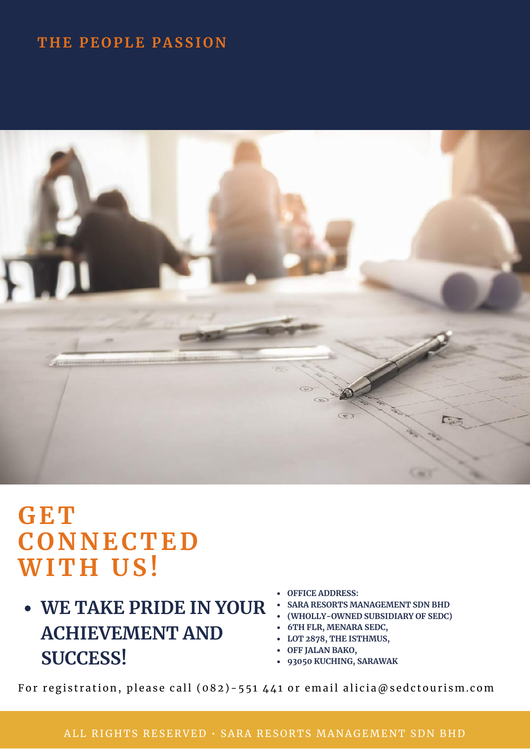THE PEOPLE PASSION

# GET CONNECTED WITH US!

- **WE TAKE PRIDE IN YOUR ACHIEVEMENT AND SUCCESS!**

- **OFFICE ADDRESS:**
- **SARA RESORTS MANAGEMENT SDN BHD**
- **(WHOLLY-OWNED SUBSIDIARY OF SEDC)**
- **6TH FLR, MENARA SEDC,**
- **LOT 2878, THE ISTHMUS,**
- **OFF JALAN BAKO,**
- **93050 KUCHING, SARAWAK**

For registration, please call (082)-551 441 or email alicia@sedctourism.com

ALL RIGHTS RESERVED · SARA RESORTS MANAGEMENT SDN BHD